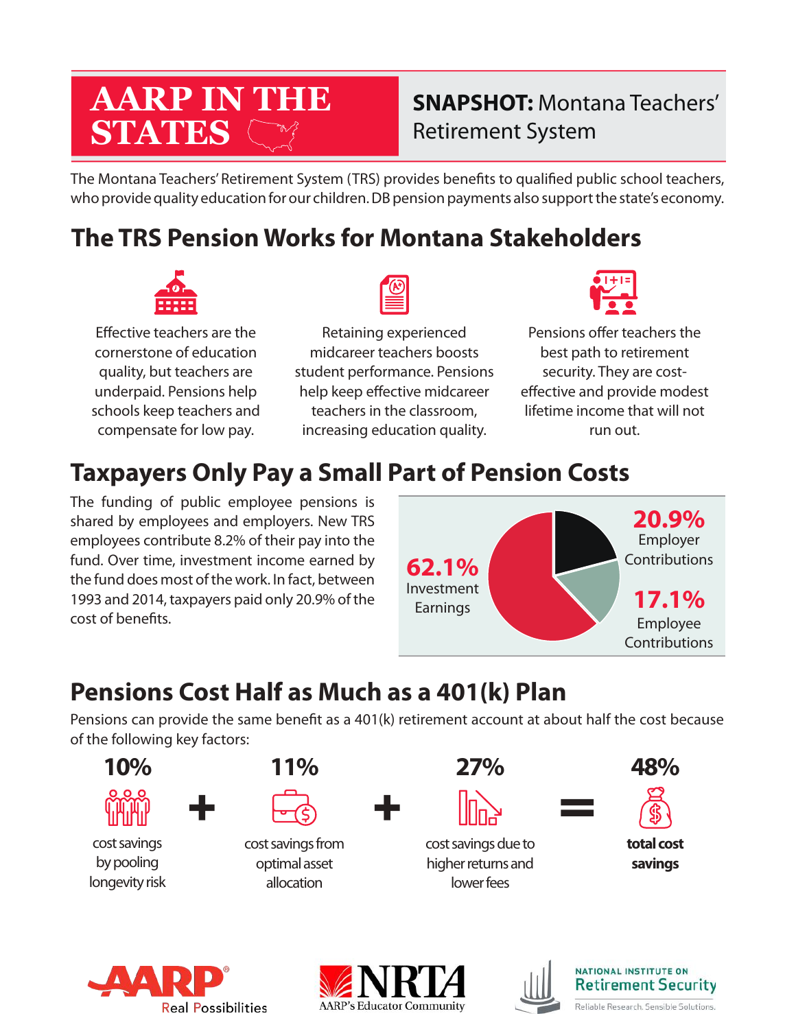# AARP IN THE STATES

**SNAPSHOT:** Montana Teachers' Retirement System

The Montana Teachers' Retirement System (TRS) provides benefits to qualified public school teachers, who provide quality education for our children. DB pension payments also support the state's economy.

## The TRS Pension Works for Montana Stakeholders

Effective teachers are the cornerstone of education quality, but teachers are underpaid. Pensions help schools keep teachers and compensate for low pay.

Retaining experienced midcareer teachers boosts student performance. Pensions help keep effective midcareer teachers in the classroom, increasing education quality.

Pensions offer teachers the best path to retirement security. They are cost-effective and provide modest lifetime income that will not run out.

## Taxpayers Only Pay a Small Part of Pension Costs

The funding of public employee pensions is shared by employees and employers. New TRS employees contribute 8.2% of their pay into the fund. Over time, investment income earned by the fund does most of the work. In fact, between 1993 and 2014, taxpayers paid only 20.9% of the cost of benefits.

**62.1%** Investment Earnings

**20.9%** Employer Contributions

**17.1%** Employee Contributions

## Pensions Cost Half as Much as a 401(k) Plan

Pensions can provide the same benefit as a 401(k) retirement account at about half the cost because of the following key factors:

**10%** cost savings by pooling longevity risk + **11%** cost savings from optimal asset allocation + **27%** cost savings due to higher returns and lower fees = **48%** **total cost savings**

AARP Real Possibilities | NRTA AARP's Educator Community | National Institute on Retirement Security — Reliable Research. Sensible Solutions.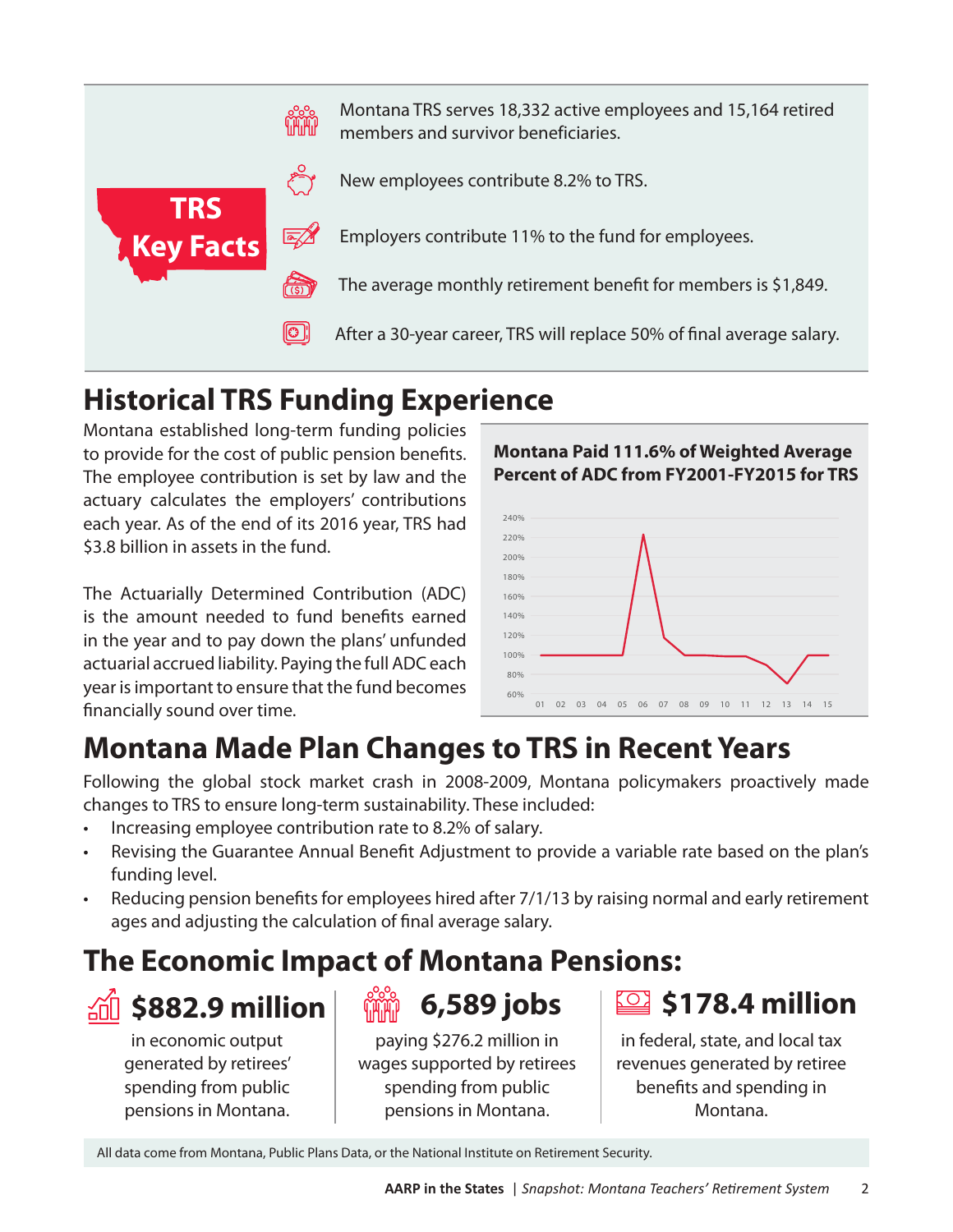## TRS Key Facts

- Montana TRS serves 18,332 active employees and 15,164 retired members and survivor beneficiaries.
- New employees contribute 8.2% to TRS.
- Employers contribute 11% to the fund for employees.
- The average monthly retirement benefit for members is $1,849.
- After a 30-year career, TRS will replace 50% of final average salary.

# Historical TRS Funding Experience

Montana established long-term funding policies to provide for the cost of public pension benefits. The employee contribution is set by law and the actuary calculates the employers' contributions each year. As of the end of its 2016 year, TRS had $3.8 billion in assets in the fund.

The Actuarially Determined Contribution (ADC) is the amount needed to fund benefits earned in the year and to pay down the plans' unfunded actuarial accrued liability. Paying the full ADC each year is important to ensure that the fund becomes financially sound over time.

**Montana Paid 111.6% of Weighted Average Percent of ADC from FY2001-FY2015 for TRS**

# Montana Made Plan Changes to TRS in Recent Years

Following the global stock market crash in 2008-2009, Montana policymakers proactively made changes to TRS to ensure long-term sustainability. These included:

- Increasing employee contribution rate to 8.2% of salary.
- Revising the Guarantee Annual Benefit Adjustment to provide a variable rate based on the plan's funding level.
- Reducing pension benefits for employees hired after 7/1/13 by raising normal and early retirement ages and adjusting the calculation of final average salary.

# The Economic Impact of Montana Pensions:

**$882.9 million** in economic output generated by retirees' spending from public pensions in Montana.

**6,589 jobs** paying $276.2 million in wages supported by retirees spending from public pensions in Montana.

**$178.4 million** in federal, state, and local tax revenues generated by retiree benefits and spending in Montana.

All data come from Montana, Public Plans Data, or the National Institute on Retirement Security.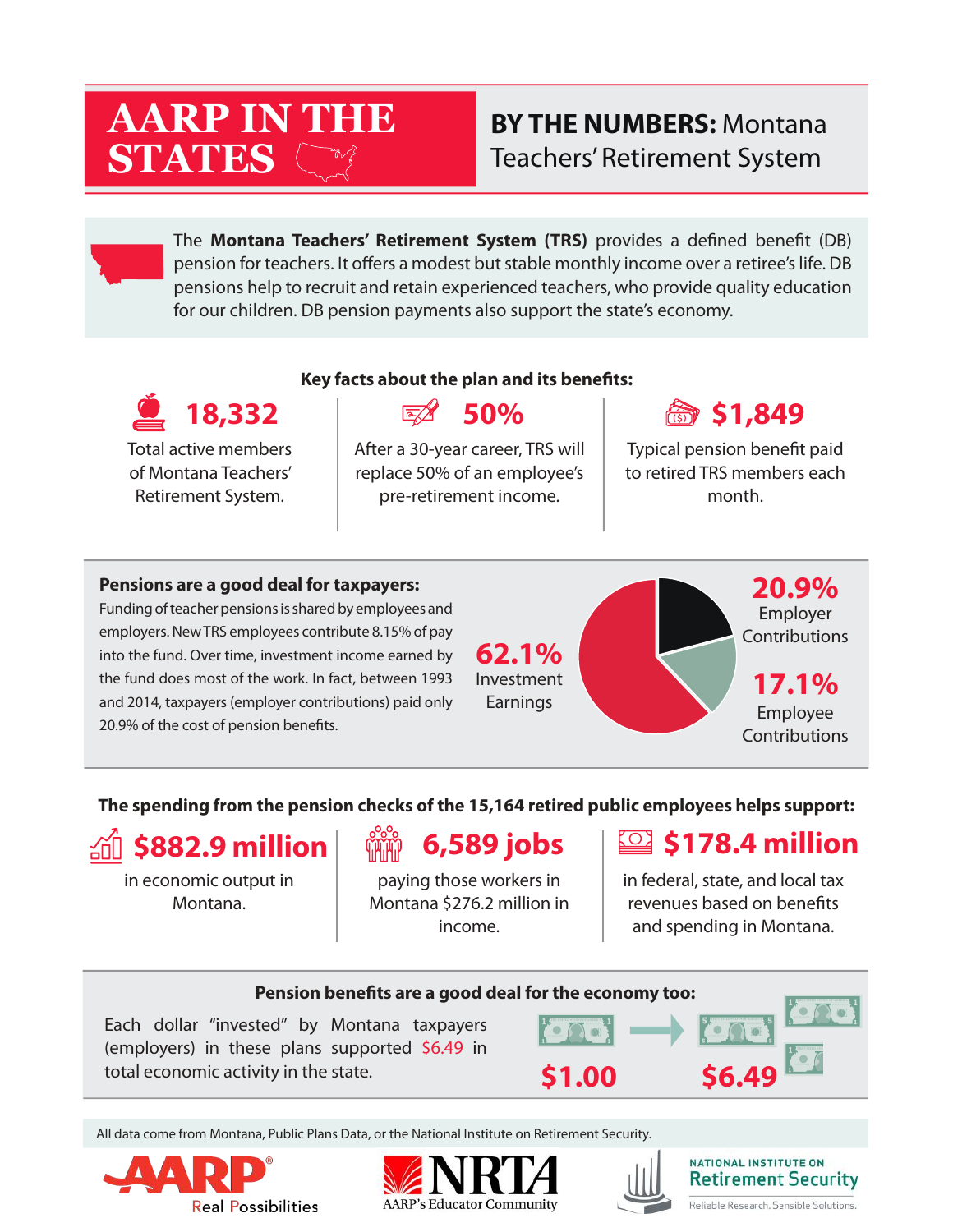# AARP IN THE STATES

## BY THE NUMBERS: Montana Teachers' Retirement System

The **Montana Teachers' Retirement System (TRS)** provides a defined benefit (DB) pension for teachers. It offers a modest but stable monthly income over a retiree's life. DB pensions help to recruit and retain experienced teachers, who provide quality education for our children. DB pension payments also support the state's economy.

### Key facts about the plan and its benefits:

**18,332**
Total active members of Montana Teachers' Retirement System.

**50%**
After a 30-year career, TRS will replace 50% of an employee's pre-retirement income.

**$1,849**
Typical pension benefit paid to retired TRS members each month.

### Pensions are a good deal for taxpayers:

Funding of teacher pensions is shared by employees and employers. New TRS employees contribute 8.15% of pay into the fund. Over time, investment income earned by the fund does most of the work. In fact, between 1993 and 2014, taxpayers (employer contributions) paid only 20.9% of the cost of pension benefits.

- **62.1%** Investment Earnings
- **20.9%** Employer Contributions
- **17.1%** Employee Contributions

### The spending from the pension checks of the 15,164 retired public employees helps support:

**$882.9 million**
in economic output in Montana.

**6,589 jobs**
paying those workers in Montana $276.2 million in income.

**$178.4 million**
in federal, state, and local tax revenues based on benefits and spending in Montana.

### Pension benefits are a good deal for the economy too:

Each dollar "invested" by Montana taxpayers (employers) in these plans supported $6.49 in total economic activity in the state.

**$1.00** → **$6.49**

All data come from Montana, Public Plans Data, or the National Institute on Retirement Security.

AARP Real Possibilities | NRTA AARP's Educator Community | National Institute on Retirement Security — Reliable Research. Sensible Solutions.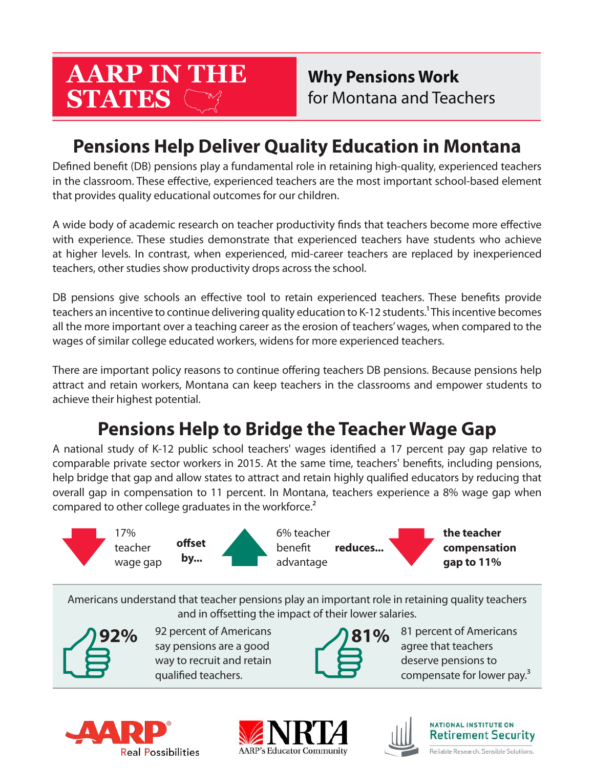**AARP IN THE STATES**

**Why Pensions Work** for Montana and Teachers

## Pensions Help Deliver Quality Education in Montana

Defined benefit (DB) pensions play a fundamental role in retaining high-quality, experienced teachers in the classroom. These effective, experienced teachers are the most important school-based element that provides quality educational outcomes for our children.

A wide body of academic research on teacher productivity finds that teachers become more effective with experience. These studies demonstrate that experienced teachers have students who achieve at higher levels. In contrast, when experienced, mid-career teachers are replaced by inexperienced teachers, other studies show productivity drops across the school.

DB pensions give schools an effective tool to retain experienced teachers. These benefits provide teachers an incentive to continue delivering quality education to K-12 students.[1] This incentive becomes all the more important over a teaching career as the erosion of teachers' wages, when compared to the wages of similar college educated workers, widens for more experienced teachers.

There are important policy reasons to continue offering teachers DB pensions. Because pensions help attract and retain workers, Montana can keep teachers in the classrooms and empower students to achieve their highest potential.

## Pensions Help to Bridge the Teacher Wage Gap

A national study of K-12 public school teachers' wages identified a 17 percent pay gap relative to comparable private sector workers in 2015. At the same time, teachers' benefits, including pensions, help bridge that gap and allow states to attract and retain highly qualified educators by reducing that overall gap in compensation to 11 percent. In Montana, teachers experience a 8% wage gap when compared to other college graduates in the workforce.[2]

17% teacher wage gap **offset by...** 6% teacher benefit advantage **reduces... the teacher compensation gap to 11%**

Americans understand that teacher pensions play an important role in retaining quality teachers and in offsetting the impact of their lower salaries.

**92%** 92 percent of Americans say pensions are a good way to recruit and retain qualified teachers.

**81%** 81 percent of Americans agree that teachers deserve pensions to compensate for lower pay.[3]

AARP Real Possibilities | NRTA AARP's Educator Community | National Institute on Retirement Security — Reliable Research. Sensible Solutions.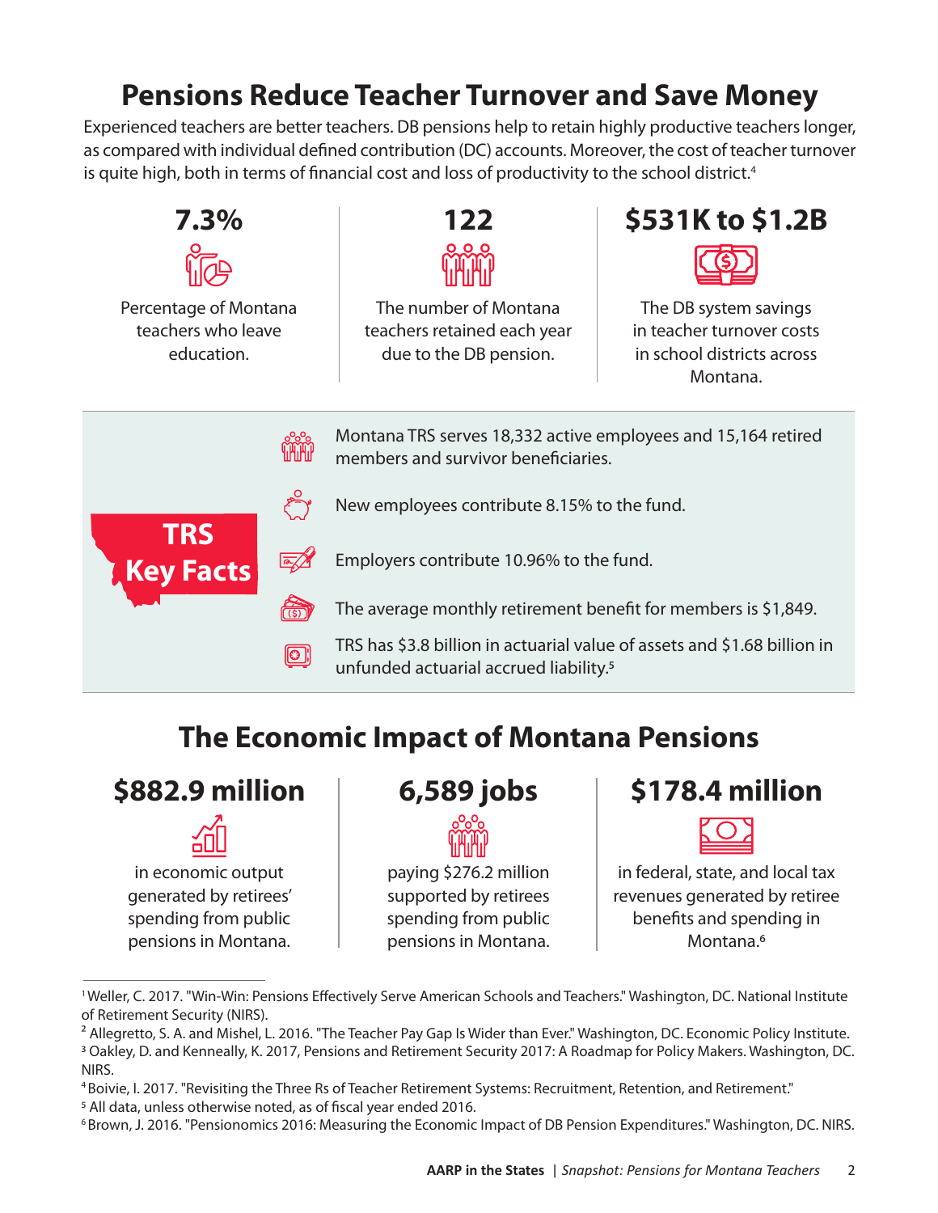# Pensions Reduce Teacher Turnover and Save Money

Experienced teachers are better teachers. DB pensions help to retain highly productive teachers longer, as compared with individual defined contribution (DC) accounts. Moreover, the cost of teacher turnover is quite high, both in terms of financial cost and loss of productivity to the school district.[4]

**7.3%**

Percentage of Montana teachers who leave education.

**122**

The number of Montana teachers retained each year due to the DB pension.

**$531K to $1.2B**

The DB system savings in teacher turnover costs in school districts across Montana.

## TRS Key Facts

- Montana TRS serves 18,332 active employees and 15,164 retired members and survivor beneficiaries.
- New employees contribute 8.15% to the fund.
- Employers contribute 10.96% to the fund.
- The average monthly retirement benefit for members is $1,849.
- TRS has $3.8 billion in actuarial value of assets and $1.68 billion in unfunded actuarial accrued liability.[5]

# The Economic Impact of Montana Pensions

**$882.9 million**

in economic output generated by retirees' spending from public pensions in Montana.

**6,589 jobs**

paying $276.2 million supported by retirees spending from public pensions in Montana.

**$178.4 million**

in federal, state, and local tax revenues generated by retiree benefits and spending in Montana.[6]

---

[1] Weller, C. 2017. "Win-Win: Pensions Effectively Serve American Schools and Teachers." Washington, DC. National Institute of Retirement Security (NIRS).

[2] Allegretto, S. A. and Mishel, L. 2016. "The Teacher Pay Gap Is Wider than Ever." Washington, DC. Economic Policy Institute.

[3] Oakley, D. and Kenneally, K. 2017, Pensions and Retirement Security 2017: A Roadmap for Policy Makers. Washington, DC. NIRS.

[4] Boivie, I. 2017. "Revisiting the Three Rs of Teacher Retirement Systems: Recruitment, Retention, and Retirement."

[5] All data, unless otherwise noted, as of fiscal year ended 2016.

[6] Brown, J. 2016. "Pensionomics 2016: Measuring the Economic Impact of DB Pension Expenditures." Washington, DC. NIRS.